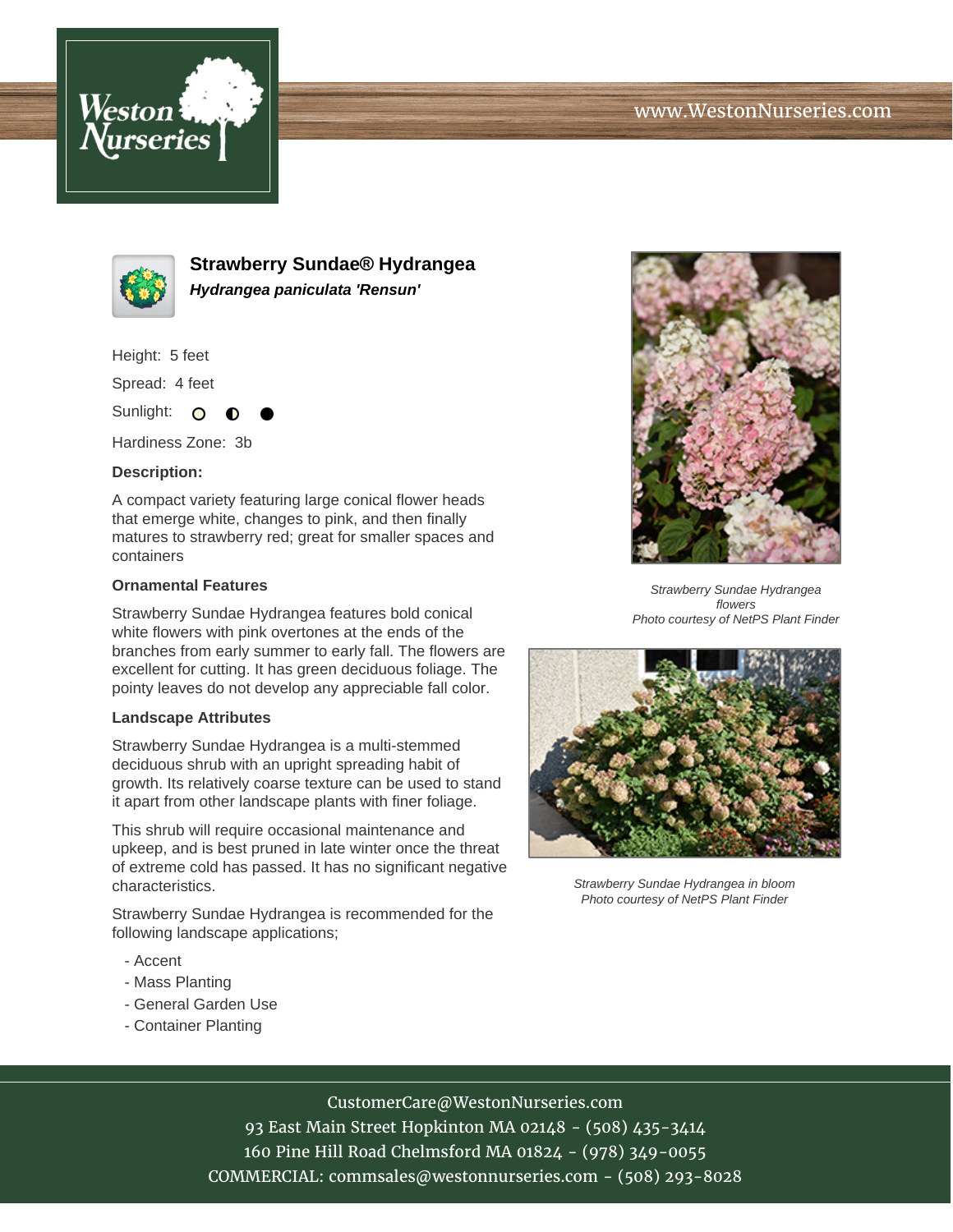# Strawberry Sundae® Hydrangea

***Hydrangea paniculata 'Rensun'***

Height: 5 feet

Spread: 4 feet

Sunlight: ○ ◐ ●

Hardiness Zone: 3b

**Description:**

A compact variety featuring large conical flower heads that emerge white, changes to pink, and then finally matures to strawberry red; great for smaller spaces and containers

### Ornamental Features

Strawberry Sundae Hydrangea features bold conical white flowers with pink overtones at the ends of the branches from early summer to early fall. The flowers are excellent for cutting. It has green deciduous foliage. The pointy leaves do not develop any appreciable fall color.

### Landscape Attributes

Strawberry Sundae Hydrangea is a multi-stemmed deciduous shrub with an upright spreading habit of growth. Its relatively coarse texture can be used to stand it apart from other landscape plants with finer foliage.

This shrub will require occasional maintenance and upkeep, and is best pruned in late winter once the threat of extreme cold has passed. It has no significant negative characteristics.

Strawberry Sundae Hydrangea is recommended for the following landscape applications;

- Accent
- Mass Planting
- General Garden Use
- Container Planting

*Strawberry Sundae Hydrangea flowers*
*Photo courtesy of NetPS Plant Finder*

*Strawberry Sundae Hydrangea in bloom*
*Photo courtesy of NetPS Plant Finder*

CustomerCare@WestonNurseries.com
93 East Main Street Hopkinton MA 02148 - (508) 435-3414
160 Pine Hill Road Chelmsford MA 01824 - (978) 349-0055
COMMERCIAL: commsales@westonnurseries.com - (508) 293-8028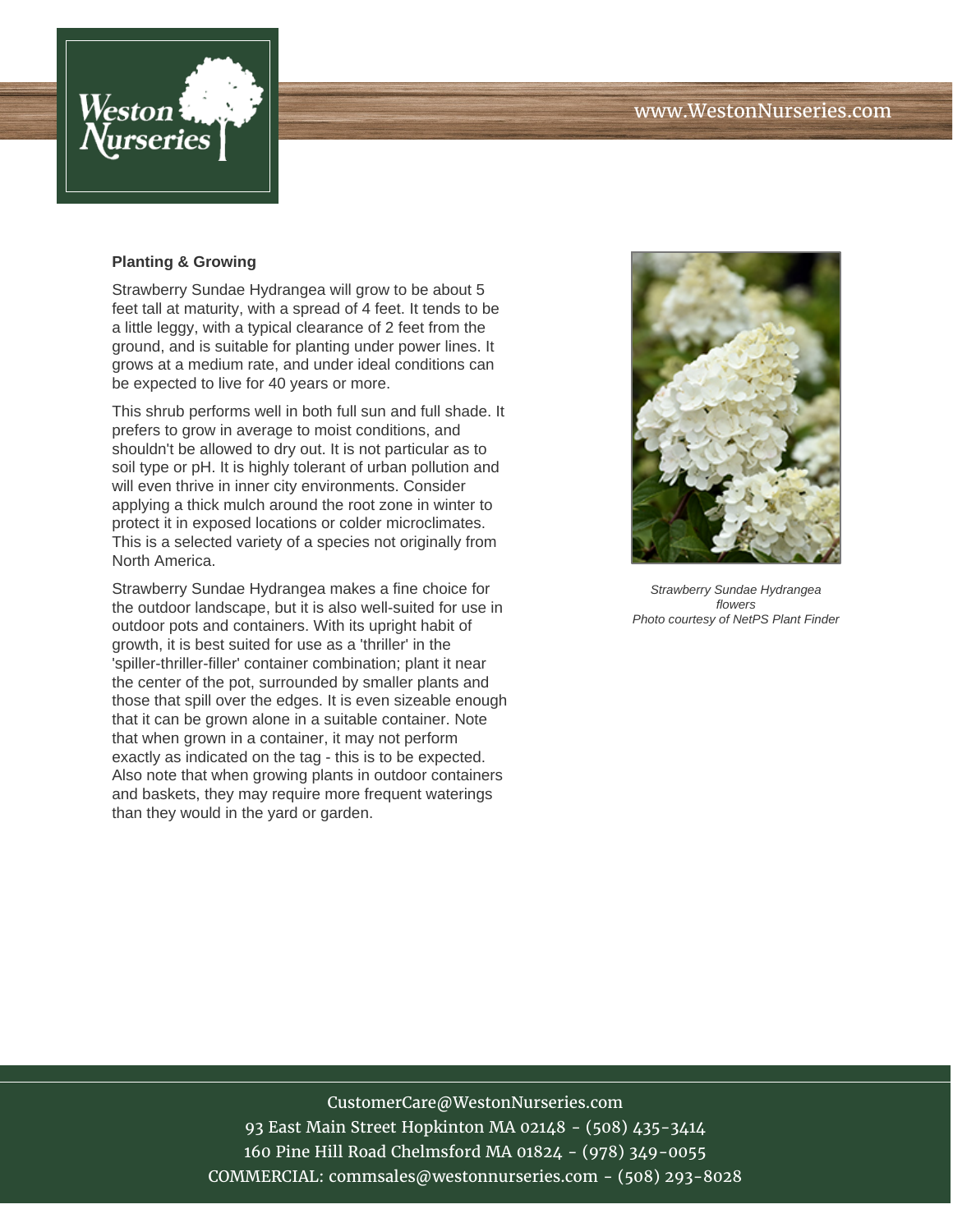### Planting & Growing

Strawberry Sundae Hydrangea will grow to be about 5 feet tall at maturity, with a spread of 4 feet. It tends to be a little leggy, with a typical clearance of 2 feet from the ground, and is suitable for planting under power lines. It grows at a medium rate, and under ideal conditions can be expected to live for 40 years or more.

This shrub performs well in both full sun and full shade. It prefers to grow in average to moist conditions, and shouldn't be allowed to dry out. It is not particular as to soil type or pH. It is highly tolerant of urban pollution and will even thrive in inner city environments. Consider applying a thick mulch around the root zone in winter to protect it in exposed locations or colder microclimates. This is a selected variety of a species not originally from North America.

Strawberry Sundae Hydrangea makes a fine choice for the outdoor landscape, but it is also well-suited for use in outdoor pots and containers. With its upright habit of growth, it is best suited for use as a 'thriller' in the 'spiller-thriller-filler' container combination; plant it near the center of the pot, surrounded by smaller plants and those that spill over the edges. It is even sizeable enough that it can be grown alone in a suitable container. Note that when grown in a container, it may not perform exactly as indicated on the tag - this is to be expected. Also note that when growing plants in outdoor containers and baskets, they may require more frequent waterings than they would in the yard or garden.

*Strawberry Sundae Hydrangea flowers*
*Photo courtesy of NetPS Plant Finder*

CustomerCare@WestonNurseries.com
93 East Main Street Hopkinton MA 02148 - (508) 435-3414
160 Pine Hill Road Chelmsford MA 01824 - (978) 349-0055
COMMERCIAL: commsales@westonnurseries.com - (508) 293-8028